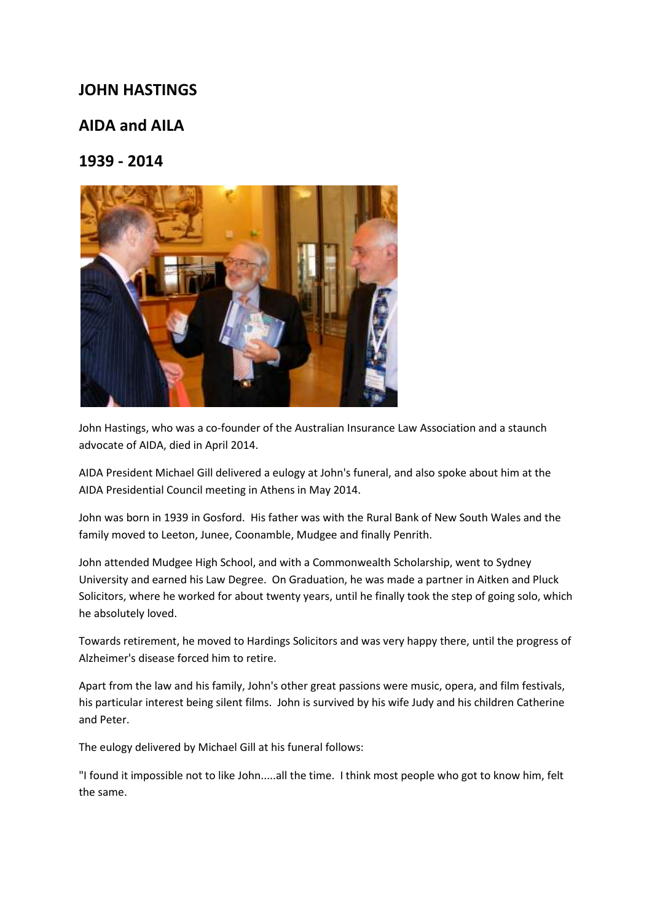# JOHN HASTINGS

## AIDA and AILA

## 1939 - 2014

John Hastings, who was a co-founder of the Australian Insurance Law Association and a staunch advocate of AIDA, died in April 2014.

AIDA President Michael Gill delivered a eulogy at John's funeral, and also spoke about him at the AIDA Presidential Council meeting in Athens in May 2014.

John was born in 1939 in Gosford. His father was with the Rural Bank of New South Wales and the family moved to Leeton, Junee, Coonamble, Mudgee and finally Penrith.

John attended Mudgee High School, and with a Commonwealth Scholarship, went to Sydney University and earned his Law Degree. On Graduation, he was made a partner in Aitken and Pluck Solicitors, where he worked for about twenty years, until he finally took the step of going solo, which he absolutely loved.

Towards retirement, he moved to Hardings Solicitors and was very happy there, until the progress of Alzheimer's disease forced him to retire.

Apart from the law and his family, John's other great passions were music, opera, and film festivals, his particular interest being silent films. John is survived by his wife Judy and his children Catherine and Peter.

The eulogy delivered by Michael Gill at his funeral follows:

"I found it impossible not to like John.....all the time. I think most people who got to know him, felt the same.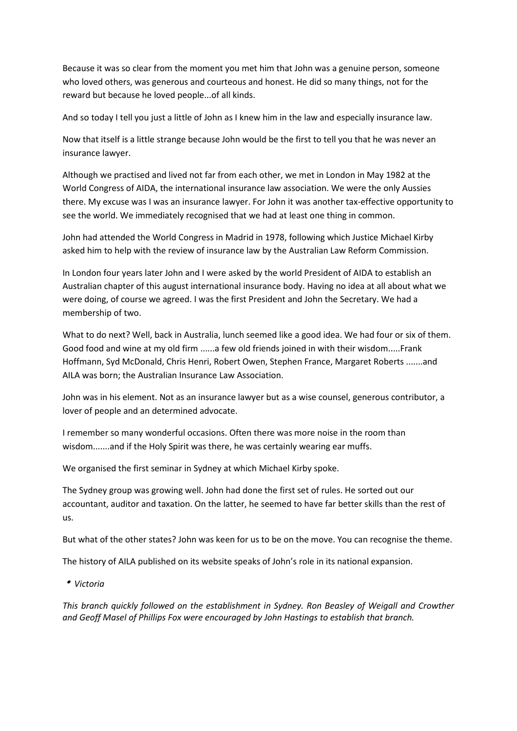Because it was so clear from the moment you met him that John was a genuine person, someone who loved others, was generous and courteous and honest. He did so many things, not for the reward but because he loved people...of all kinds.

And so today I tell you just a little of John as I knew him in the law and especially insurance law.

Now that itself is a little strange because John would be the first to tell you that he was never an insurance lawyer.

Although we practised and lived not far from each other, we met in London in May 1982 at the World Congress of AIDA, the international insurance law association. We were the only Aussies there. My excuse was I was an insurance lawyer. For John it was another tax-effective opportunity to see the world. We immediately recognised that we had at least one thing in common.

John had attended the World Congress in Madrid in 1978, following which Justice Michael Kirby asked him to help with the review of insurance law by the Australian Law Reform Commission.

In London four years later John and I were asked by the world President of AIDA to establish an Australian chapter of this august international insurance body. Having no idea at all about what we were doing, of course we agreed. I was the first President and John the Secretary. We had a membership of two.

What to do next? Well, back in Australia, lunch seemed like a good idea. We had four or six of them. Good food and wine at my old firm ......a few old friends joined in with their wisdom.....Frank Hoffmann, Syd McDonald, Chris Henri, Robert Owen, Stephen France, Margaret Roberts .......and AILA was born; the Australian Insurance Law Association.

John was in his element. Not as an insurance lawyer but as a wise counsel, generous contributor, a lover of people and an determined advocate.

I remember so many wonderful occasions. Often there was more noise in the room than wisdom.......and if the Holy Spirit was there, he was certainly wearing ear muffs.

We organised the first seminar in Sydney at which Michael Kirby spoke.

The Sydney group was growing well. John had done the first set of rules. He sorted out our accountant, auditor and taxation. On the latter, he seemed to have far better skills than the rest of us.

But what of the other states? John was keen for us to be on the move. You can recognise the theme.

The history of AILA published on its website speaks of John's role in its national expansion.

- *Victoria*

*This branch quickly followed on the establishment in Sydney. Ron Beasley of Weigall and Crowther and Geoff Masel of Phillips Fox were encouraged by John Hastings to establish that branch.*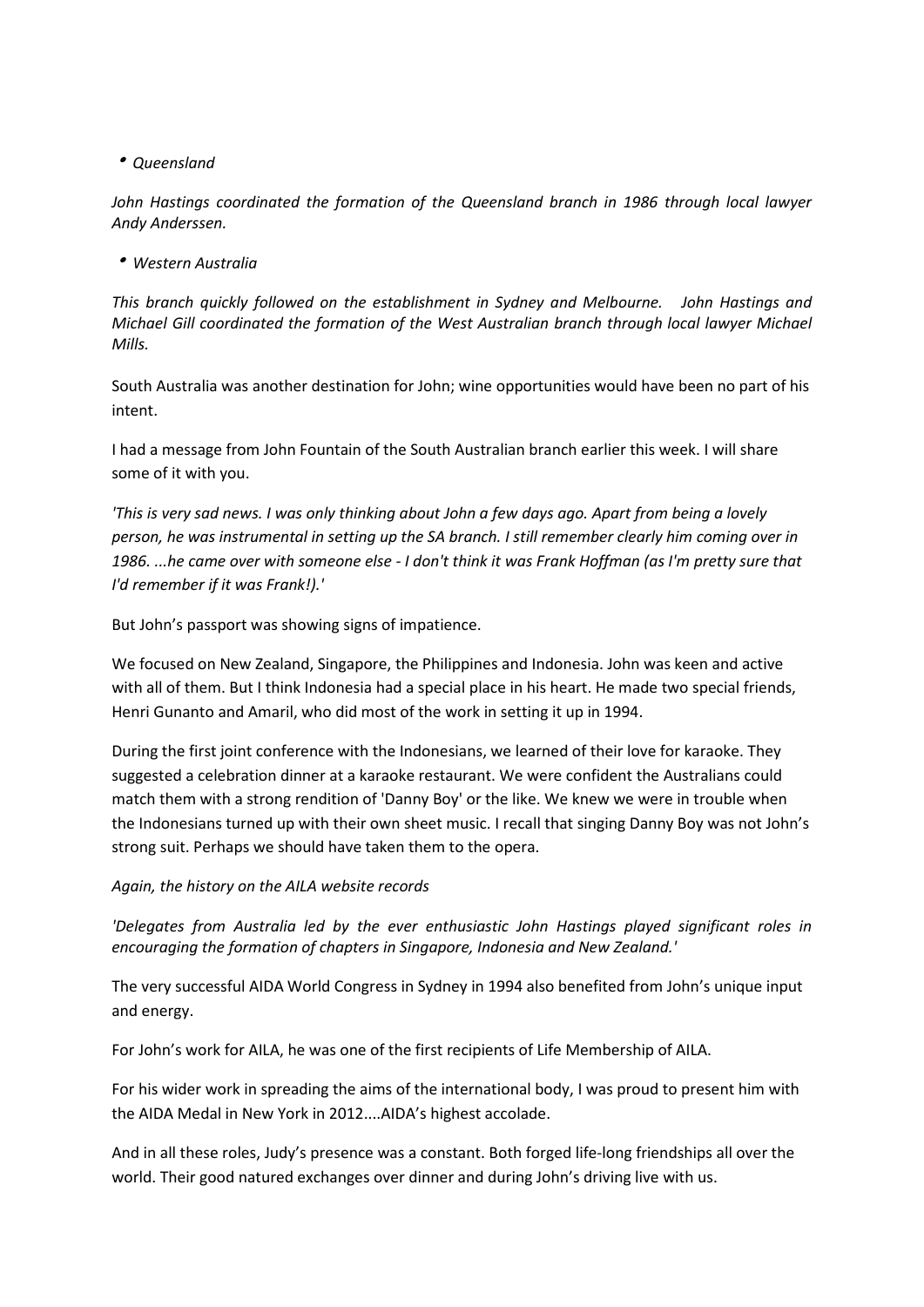- *Queensland*

*John Hastings coordinated the formation of the Queensland branch in 1986 through local lawyer Andy Anderssen.*

- *Western Australia*

*This branch quickly followed on the establishment in Sydney and Melbourne. John Hastings and Michael Gill coordinated the formation of the West Australian branch through local lawyer Michael Mills.*

South Australia was another destination for John; wine opportunities would have been no part of his intent.

I had a message from John Fountain of the South Australian branch earlier this week. I will share some of it with you.

*'This is very sad news. I was only thinking about John a few days ago. Apart from being a lovely person, he was instrumental in setting up the SA branch. I still remember clearly him coming over in 1986. ...he came over with someone else - I don't think it was Frank Hoffman (as I'm pretty sure that I'd remember if it was Frank!).'*

But John's passport was showing signs of impatience.

We focused on New Zealand, Singapore, the Philippines and Indonesia. John was keen and active with all of them. But I think Indonesia had a special place in his heart. He made two special friends, Henri Gunanto and Amaril, who did most of the work in setting it up in 1994.

During the first joint conference with the Indonesians, we learned of their love for karaoke. They suggested a celebration dinner at a karaoke restaurant. We were confident the Australians could match them with a strong rendition of 'Danny Boy' or the like. We knew we were in trouble when the Indonesians turned up with their own sheet music. I recall that singing Danny Boy was not John's strong suit. Perhaps we should have taken them to the opera.

*Again, the history on the AILA website records*

*'Delegates from Australia led by the ever enthusiastic John Hastings played significant roles in encouraging the formation of chapters in Singapore, Indonesia and New Zealand.'*

The very successful AIDA World Congress in Sydney in 1994 also benefited from John's unique input and energy.

For John's work for AILA, he was one of the first recipients of Life Membership of AILA.

For his wider work in spreading the aims of the international body, I was proud to present him with the AIDA Medal in New York in 2012....AIDA's highest accolade.

And in all these roles, Judy's presence was a constant. Both forged life-long friendships all over the world. Their good natured exchanges over dinner and during John's driving live with us.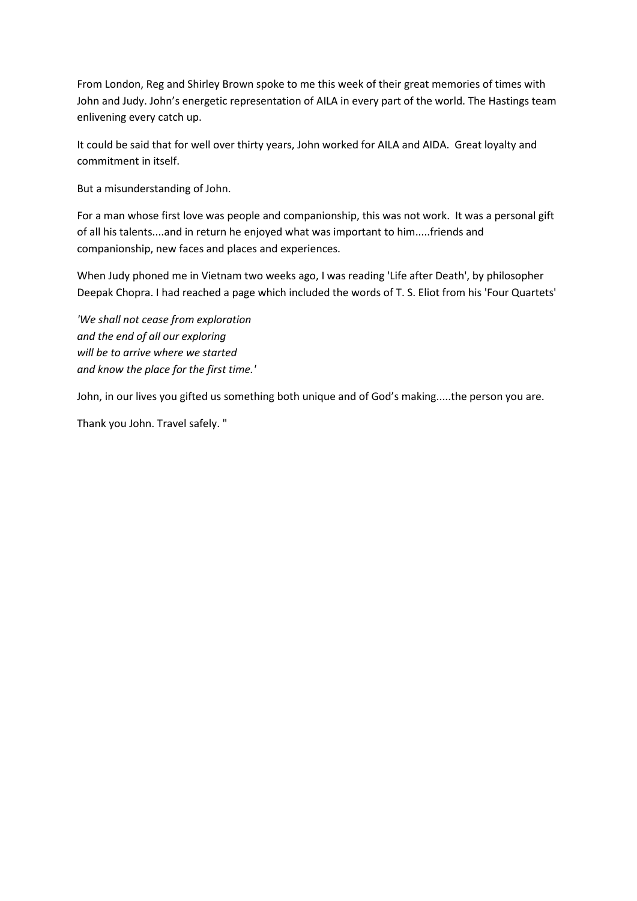From London, Reg and Shirley Brown spoke to me this week of their great memories of times with John and Judy. John's energetic representation of AILA in every part of the world. The Hastings team enlivening every catch up.

It could be said that for well over thirty years, John worked for AILA and AIDA.  Great loyalty and commitment in itself.

But a misunderstanding of John.

For a man whose first love was people and companionship, this was not work.  It was a personal gift of all his talents....and in return he enjoyed what was important to him.....friends and companionship, new faces and places and experiences.

When Judy phoned me in Vietnam two weeks ago, I was reading 'Life after Death', by philosopher Deepak Chopra. I had reached a page which included the words of T. S. Eliot from his 'Four Quartets'

*'We shall not cease from exploration*
*and the end of all our exploring*
*will be to arrive where we started*
*and know the place for the first time.'*

John, in our lives you gifted us something both unique and of God's making.....the person you are.

Thank you John. Travel safely. "